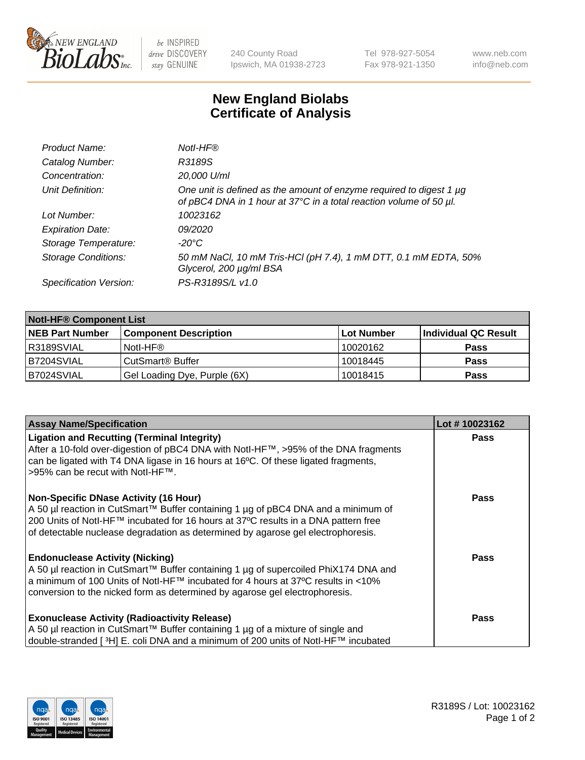# New England Biolabs
## Certificate of Analysis

| | |
|---|---|
| *Product Name:* | *NotI-HF®* |
| *Catalog Number:* | *R3189S* |
| *Concentration:* | *20,000 U/ml* |
| *Unit Definition:* | *One unit is defined as the amount of enzyme required to digest 1 µg of pBC4 DNA in 1 hour at 37°C in a total reaction volume of 50 µl.* |
| *Lot Number:* | *10023162* |
| *Expiration Date:* | *09/2020* |
| *Storage Temperature:* | *-20°C* |
| *Storage Conditions:* | *50 mM NaCl, 10 mM Tris-HCl (pH 7.4), 1 mM DTT, 0.1 mM EDTA, 50% Glycerol, 200 µg/ml BSA* |
| *Specification Version:* | *PS-R3189S/L v1.0* |

| **NotI-HF® Component List** | | | |
|---|---|---|---|
| **NEB Part Number** | **Component Description** | **Lot Number** | **Individual QC Result** |
| R3189SVIAL | NotI-HF® | 10020162 | **Pass** |
| B7204SVIAL | CutSmart® Buffer | 10018445 | **Pass** |
| B7024SVIAL | Gel Loading Dye, Purple (6X) | 10018415 | **Pass** |

| **Assay Name/Specification** | **Lot # 10023162** |
|---|---|
| **Ligation and Recutting (Terminal Integrity)**<br>After a 10-fold over-digestion of pBC4 DNA with NotI-HF™, >95% of the DNA fragments can be ligated with T4 DNA ligase in 16 hours at 16ºC. Of these ligated fragments, >95% can be recut with NotI-HF™. | **Pass** |
| **Non-Specific DNase Activity (16 Hour)**<br>A 50 µl reaction in CutSmart™ Buffer containing 1 µg of pBC4 DNA and a minimum of 200 Units of NotI-HF™ incubated for 16 hours at 37ºC results in a DNA pattern free of detectable nuclease degradation as determined by agarose gel electrophoresis. | **Pass** |
| **Endonuclease Activity (Nicking)**<br>A 50 µl reaction in CutSmart™ Buffer containing 1 µg of supercoiled PhiX174 DNA and a minimum of 100 Units of NotI-HF™ incubated for 4 hours at 37ºC results in <10% conversion to the nicked form as determined by agarose gel electrophoresis. | **Pass** |
| **Exonuclease Activity (Radioactivity Release)**<br>A 50 µl reaction in CutSmart™ Buffer containing 1 µg of a mixture of single and double-stranded [ $^3$H] E. coli DNA and a minimum of 200 units of NotI-HF™ incubated | **Pass** |

R3189S / Lot: 10023162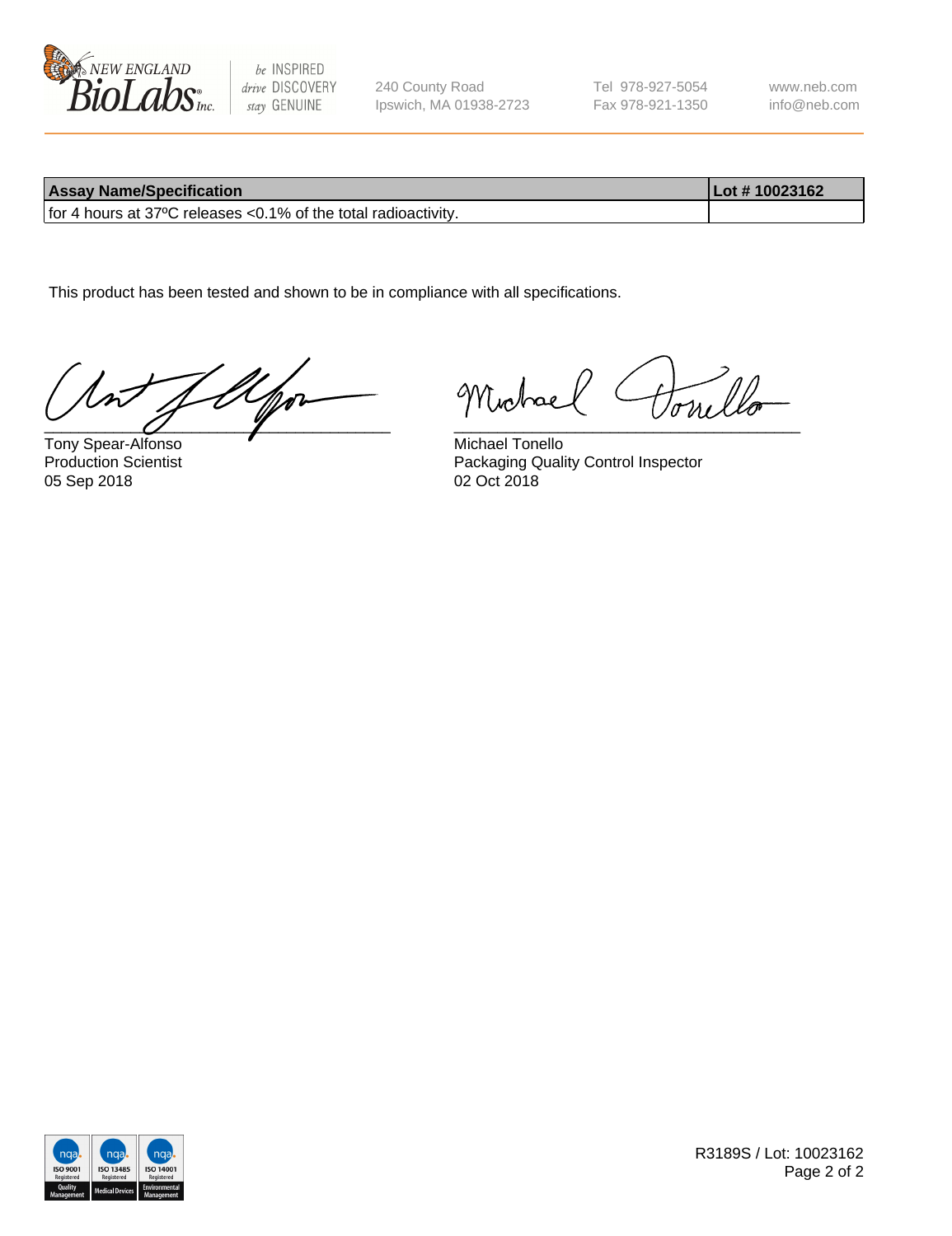| Assay Name/Specification | Lot # 10023162 |
|---|---|
| for 4 hours at 37ºC releases <0.1% of the total radioactivity. | |

This product has been tested and shown to be in compliance with all specifications.

Tony Spear-Alfonso
Production Scientist
05 Sep 2018

Michael Tonello
Packaging Quality Control Inspector
02 Oct 2018

R3189S / Lot: 10023162